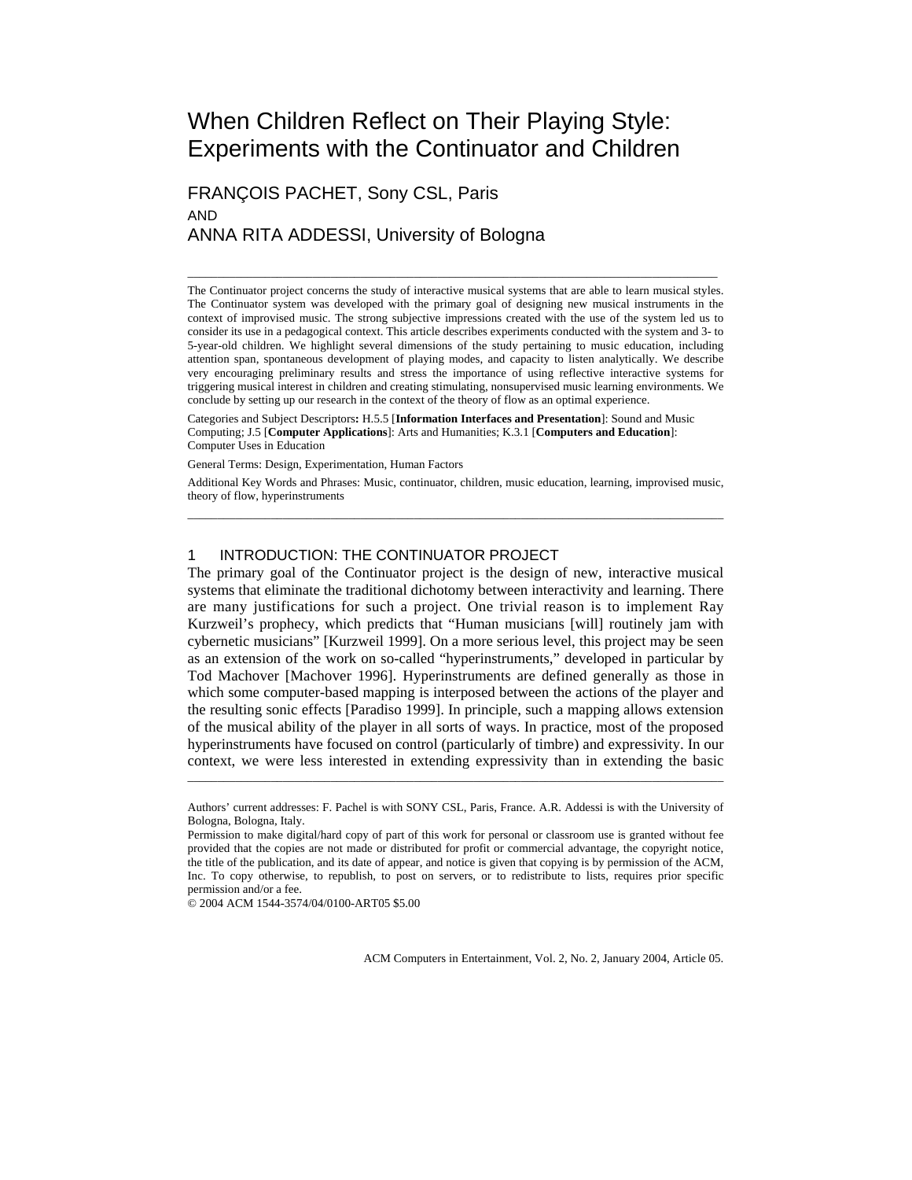# When Children Reflect on Their Playing Style: Experiments with the Continuator and Children

FRANÇOIS PACHET, Sony CSL, Paris

AND

ANNA RITA ADDESSI, University of Bologna

---

The Continuator project concerns the study of interactive musical systems that are able to learn musical styles. The Continuator system was developed with the primary goal of designing new musical instruments in the context of improvised music. The strong subjective impressions created with the use of the system led us to consider its use in a pedagogical context. This article describes experiments conducted with the system and 3- to 5-year-old children. We highlight several dimensions of the study pertaining to music education, including attention span, spontaneous development of playing modes, and capacity to listen analytically. We describe very encouraging preliminary results and stress the importance of using reflective interactive systems for triggering musical interest in children and creating stimulating, nonsupervised music learning environments. We conclude by setting up our research in the context of the theory of flow as an optimal experience.

Categories and Subject Descriptors**:** H.5.5 [**Information Interfaces and Presentation**]: Sound and Music Computing; J.5 [**Computer Applications**]: Arts and Humanities; K.3.1 [**Computers and Education**]: Computer Uses in Education

General Terms: Design, Experimentation, Human Factors

Additional Key Words and Phrases: Music, continuator, children, music education, learning, improvised music, theory of flow, hyperinstruments

---

## 1 INTRODUCTION: THE CONTINUATOR PROJECT

The primary goal of the Continuator project is the design of new, interactive musical systems that eliminate the traditional dichotomy between interactivity and learning. There are many justifications for such a project. One trivial reason is to implement Ray Kurzweil's prophecy, which predicts that "Human musicians [will] routinely jam with cybernetic musicians" [Kurzweil 1999]. On a more serious level, this project may be seen as an extension of the work on so-called "hyperinstruments," developed in particular by Tod Machover [Machover 1996]. Hyperinstruments are defined generally as those in which some computer-based mapping is interposed between the actions of the player and the resulting sonic effects [Paradiso 1999]. In principle, such a mapping allows extension of the musical ability of the player in all sorts of ways. In practice, most of the proposed hyperinstruments have focused on control (particularly of timbre) and expressivity. In our context, we were less interested in extending expressivity than in extending the basic

---

Authors' current addresses: F. Pachel is with SONY CSL, Paris, France. A.R. Addessi is with the University of Bologna, Bologna, Italy.

Permission to make digital/hard copy of part of this work for personal or classroom use is granted without fee provided that the copies are not made or distributed for profit or commercial advantage, the copyright notice, the title of the publication, and its date of appear, and notice is given that copying is by permission of the ACM, Inc. To copy otherwise, to republish, to post on servers, or to redistribute to lists, requires prior specific permission and/or a fee.

© 2004 ACM 1544-3574/04/0100-ART05 $5.00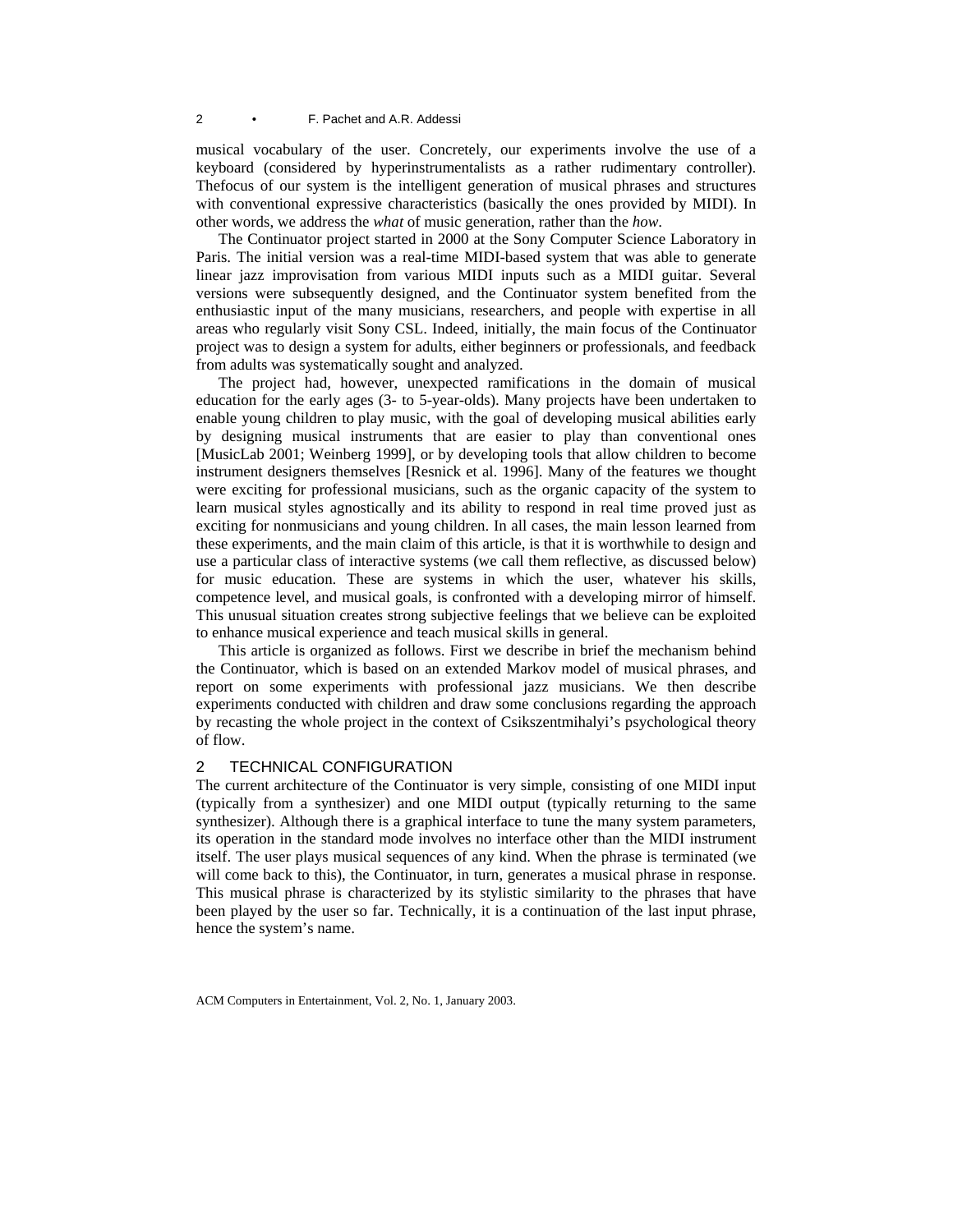musical vocabulary of the user. Concretely, our experiments involve the use of a keyboard (considered by hyperinstrumentalists as a rather rudimentary controller). Thefocus of our system is the intelligent generation of musical phrases and structures with conventional expressive characteristics (basically the ones provided by MIDI). In other words, we address the *what* of music generation, rather than the *how*.

The Continuator project started in 2000 at the Sony Computer Science Laboratory in Paris. The initial version was a real-time MIDI-based system that was able to generate linear jazz improvisation from various MIDI inputs such as a MIDI guitar. Several versions were subsequently designed, and the Continuator system benefited from the enthusiastic input of the many musicians, researchers, and people with expertise in all areas who regularly visit Sony CSL. Indeed, initially, the main focus of the Continuator project was to design a system for adults, either beginners or professionals, and feedback from adults was systematically sought and analyzed.

The project had, however, unexpected ramifications in the domain of musical education for the early ages (3- to 5-year-olds). Many projects have been undertaken to enable young children to play music, with the goal of developing musical abilities early by designing musical instruments that are easier to play than conventional ones [MusicLab 2001; Weinberg 1999], or by developing tools that allow children to become instrument designers themselves [Resnick et al. 1996]. Many of the features we thought were exciting for professional musicians, such as the organic capacity of the system to learn musical styles agnostically and its ability to respond in real time proved just as exciting for nonmusicians and young children. In all cases, the main lesson learned from these experiments, and the main claim of this article, is that it is worthwhile to design and use a particular class of interactive systems (we call them reflective, as discussed below) for music education. These are systems in which the user, whatever his skills, competence level, and musical goals, is confronted with a developing mirror of himself. This unusual situation creates strong subjective feelings that we believe can be exploited to enhance musical experience and teach musical skills in general.

This article is organized as follows. First we describe in brief the mechanism behind the Continuator, which is based on an extended Markov model of musical phrases, and report on some experiments with professional jazz musicians. We then describe experiments conducted with children and draw some conclusions regarding the approach by recasting the whole project in the context of Csikszentmihalyi's psychological theory of flow.

## 2 TECHNICAL CONFIGURATION

The current architecture of the Continuator is very simple, consisting of one MIDI input (typically from a synthesizer) and one MIDI output (typically returning to the same synthesizer). Although there is a graphical interface to tune the many system parameters, its operation in the standard mode involves no interface other than the MIDI instrument itself. The user plays musical sequences of any kind. When the phrase is terminated (we will come back to this), the Continuator, in turn, generates a musical phrase in response. This musical phrase is characterized by its stylistic similarity to the phrases that have been played by the user so far. Technically, it is a continuation of the last input phrase, hence the system's name.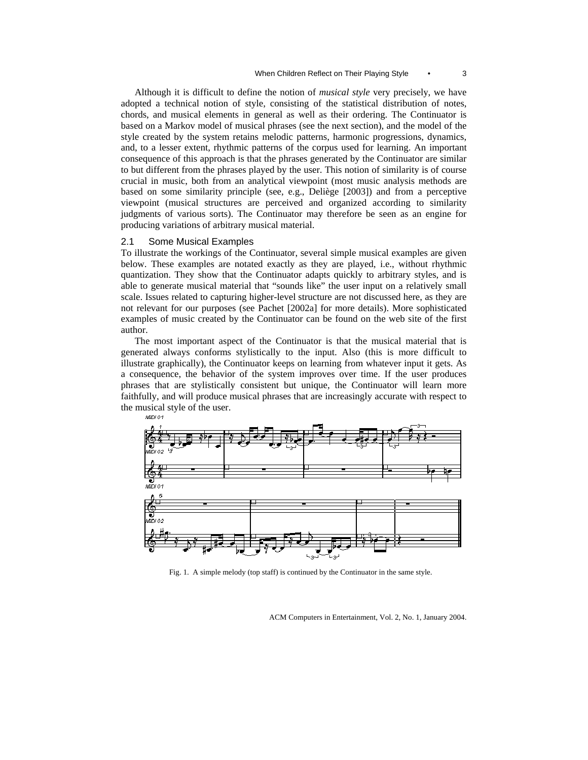Although it is difficult to define the notion of *musical style* very precisely, we have adopted a technical notion of style, consisting of the statistical distribution of notes, chords, and musical elements in general as well as their ordering. The Continuator is based on a Markov model of musical phrases (see the next section), and the model of the style created by the system retains melodic patterns, harmonic progressions, dynamics, and, to a lesser extent, rhythmic patterns of the corpus used for learning. An important consequence of this approach is that the phrases generated by the Continuator are similar to but different from the phrases played by the user. This notion of similarity is of course crucial in music, both from an analytical viewpoint (most music analysis methods are based on some similarity principle (see, e.g., Deliège [2003]) and from a perceptive viewpoint (musical structures are perceived and organized according to similarity judgments of various sorts). The Continuator may therefore be seen as an engine for producing variations of arbitrary musical material.

## 2.1 Some Musical Examples

To illustrate the workings of the Continuator, several simple musical examples are given below. These examples are notated exactly as they are played, i.e., without rhythmic quantization. They show that the Continuator adapts quickly to arbitrary styles, and is able to generate musical material that "sounds like" the user input on a relatively small scale. Issues related to capturing higher-level structure are not discussed here, as they are not relevant for our purposes (see Pachet [2002a] for more details). More sophisticated examples of music created by the Continuator can be found on the web site of the first author.

The most important aspect of the Continuator is that the musical material that is generated always conforms stylistically to the input. Also (this is more difficult to illustrate graphically), the Continuator keeps on learning from whatever input it gets. As a consequence, the behavior of the system improves over time. If the user produces phrases that are stylistically consistent but unique, the Continuator will learn more faithfully, and will produce musical phrases that are increasingly accurate with respect to the musical style of the user.

Fig. 1. A simple melody (top staff) is continued by the Continuator in the same style.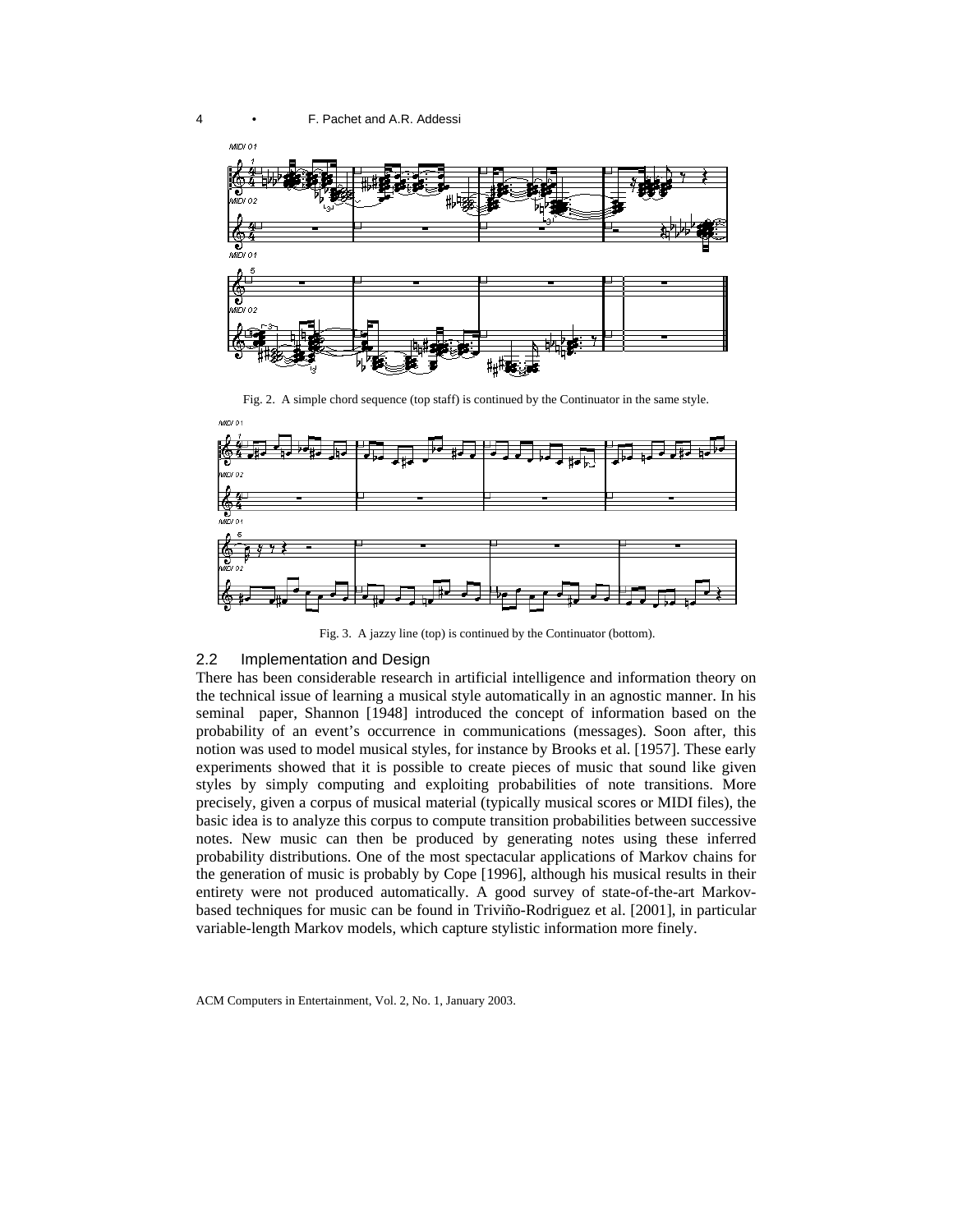Fig. 2. A simple chord sequence (top staff) is continued by the Continuator in the same style.

Fig. 3. A jazzy line (top) is continued by the Continuator (bottom).

## 2.2 Implementation and Design

There has been considerable research in artificial intelligence and information theory on the technical issue of learning a musical style automatically in an agnostic manner. In his seminal paper, Shannon [1948] introduced the concept of information based on the probability of an event's occurrence in communications (messages). Soon after, this notion was used to model musical styles, for instance by Brooks et al. [1957]. These early experiments showed that it is possible to create pieces of music that sound like given styles by simply computing and exploiting probabilities of note transitions. More precisely, given a corpus of musical material (typically musical scores or MIDI files), the basic idea is to analyze this corpus to compute transition probabilities between successive notes. New music can then be produced by generating notes using these inferred probability distributions. One of the most spectacular applications of Markov chains for the generation of music is probably by Cope [1996], although his musical results in their entirety were not produced automatically. A good survey of state-of-the-art Markov-based techniques for music can be found in Triviño-Rodriguez et al. [2001], in particular variable-length Markov models, which capture stylistic information more finely.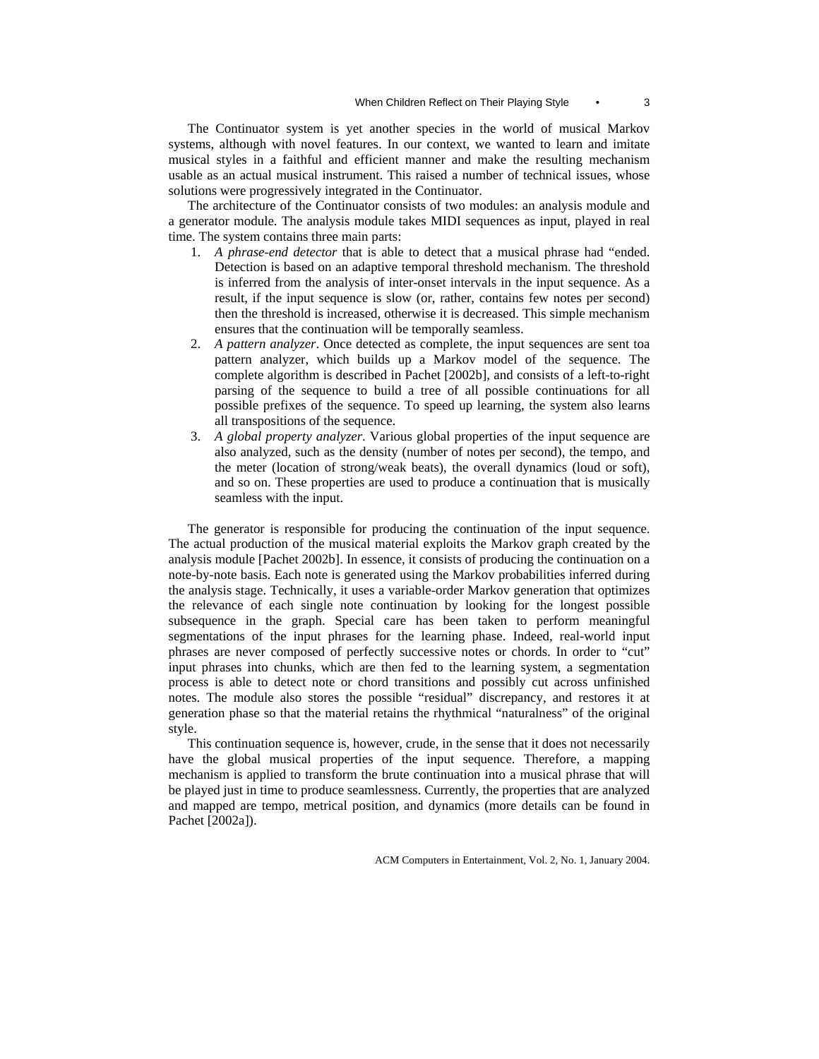The Continuator system is yet another species in the world of musical Markov systems, although with novel features. In our context, we wanted to learn and imitate musical styles in a faithful and efficient manner and make the resulting mechanism usable as an actual musical instrument. This raised a number of technical issues, whose solutions were progressively integrated in the Continuator.

The architecture of the Continuator consists of two modules: an analysis module and a generator module. The analysis module takes MIDI sequences as input, played in real time. The system contains three main parts:

1. *A phrase-end detector* that is able to detect that a musical phrase had "ended. Detection is based on an adaptive temporal threshold mechanism. The threshold is inferred from the analysis of inter-onset intervals in the input sequence. As a result, if the input sequence is slow (or, rather, contains few notes per second) then the threshold is increased, otherwise it is decreased. This simple mechanism ensures that the continuation will be temporally seamless.
2. *A pattern analyzer*. Once detected as complete, the input sequences are sent toa pattern analyzer, which builds up a Markov model of the sequence. The complete algorithm is described in Pachet [2002b], and consists of a left-to-right parsing of the sequence to build a tree of all possible continuations for all possible prefixes of the sequence. To speed up learning, the system also learns all transpositions of the sequence.
3. *A global property analyzer*. Various global properties of the input sequence are also analyzed, such as the density (number of notes per second), the tempo, and the meter (location of strong/weak beats), the overall dynamics (loud or soft), and so on. These properties are used to produce a continuation that is musically seamless with the input.

The generator is responsible for producing the continuation of the input sequence. The actual production of the musical material exploits the Markov graph created by the analysis module [Pachet 2002b]. In essence, it consists of producing the continuation on a note-by-note basis. Each note is generated using the Markov probabilities inferred during the analysis stage. Technically, it uses a variable-order Markov generation that optimizes the relevance of each single note continuation by looking for the longest possible subsequence in the graph. Special care has been taken to perform meaningful segmentations of the input phrases for the learning phase. Indeed, real-world input phrases are never composed of perfectly successive notes or chords. In order to "cut" input phrases into chunks, which are then fed to the learning system, a segmentation process is able to detect note or chord transitions and possibly cut across unfinished notes. The module also stores the possible "residual" discrepancy, and restores it at generation phase so that the material retains the rhythmical "naturalness" of the original style.

This continuation sequence is, however, crude, in the sense that it does not necessarily have the global musical properties of the input sequence. Therefore, a mapping mechanism is applied to transform the brute continuation into a musical phrase that will be played just in time to produce seamlessness. Currently, the properties that are analyzed and mapped are tempo, metrical position, and dynamics (more details can be found in Pachet [2002a]).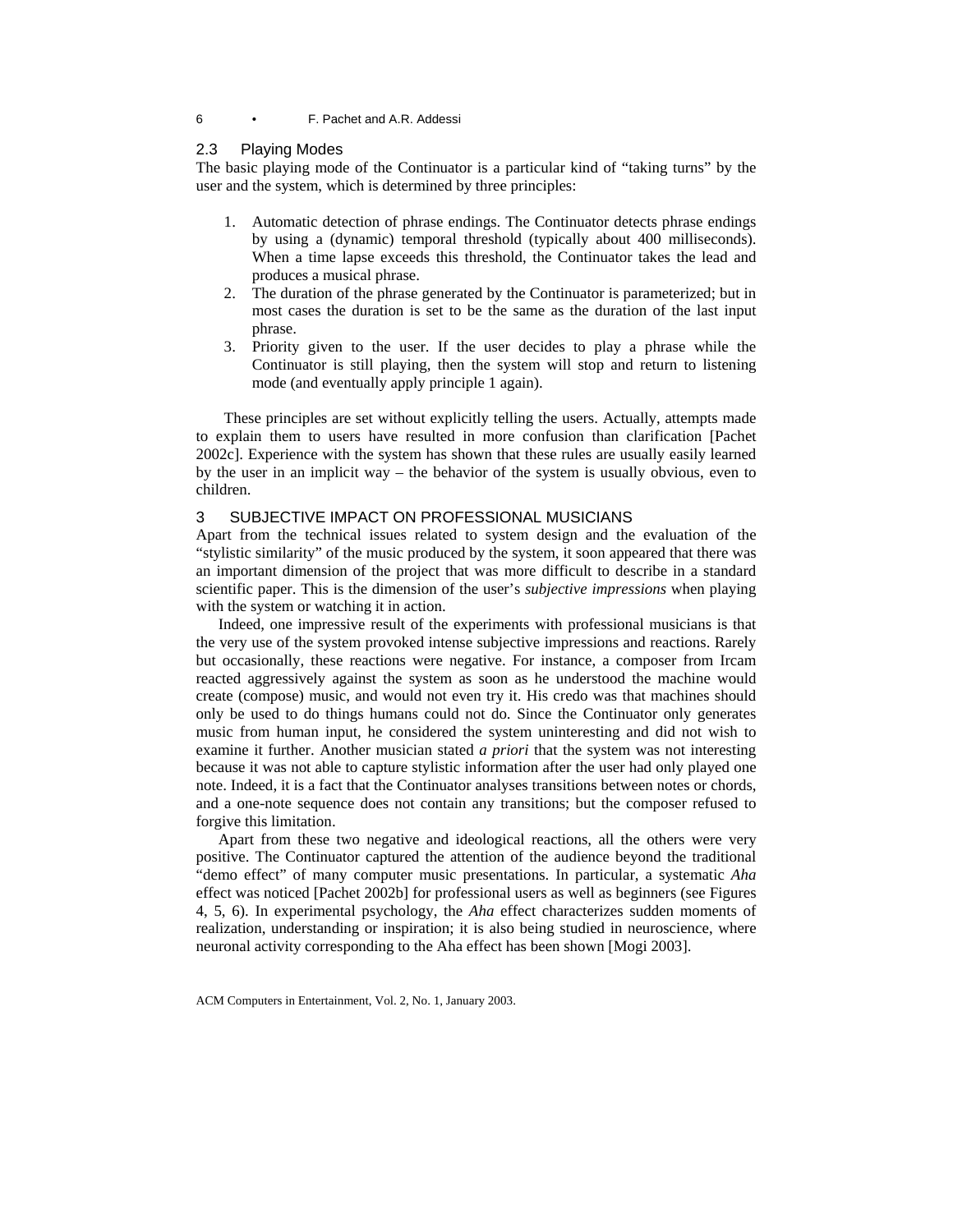### 2.3 Playing Modes

The basic playing mode of the Continuator is a particular kind of "taking turns" by the user and the system, which is determined by three principles:

1. Automatic detection of phrase endings. The Continuator detects phrase endings by using a (dynamic) temporal threshold (typically about 400 milliseconds). When a time lapse exceeds this threshold, the Continuator takes the lead and produces a musical phrase.
2. The duration of the phrase generated by the Continuator is parameterized; but in most cases the duration is set to be the same as the duration of the last input phrase.
3. Priority given to the user. If the user decides to play a phrase while the Continuator is still playing, then the system will stop and return to listening mode (and eventually apply principle 1 again).

These principles are set without explicitly telling the users. Actually, attempts made to explain them to users have resulted in more confusion than clarification [Pachet 2002c]. Experience with the system has shown that these rules are usually easily learned by the user in an implicit way – the behavior of the system is usually obvious, even to children.

## 3 SUBJECTIVE IMPACT ON PROFESSIONAL MUSICIANS

Apart from the technical issues related to system design and the evaluation of the "stylistic similarity" of the music produced by the system, it soon appeared that there was an important dimension of the project that was more difficult to describe in a standard scientific paper. This is the dimension of the user's *subjective impressions* when playing with the system or watching it in action.

Indeed, one impressive result of the experiments with professional musicians is that the very use of the system provoked intense subjective impressions and reactions. Rarely but occasionally, these reactions were negative. For instance, a composer from Ircam reacted aggressively against the system as soon as he understood the machine would create (compose) music, and would not even try it. His credo was that machines should only be used to do things humans could not do. Since the Continuator only generates music from human input, he considered the system uninteresting and did not wish to examine it further. Another musician stated *a priori* that the system was not interesting because it was not able to capture stylistic information after the user had only played one note. Indeed, it is a fact that the Continuator analyses transitions between notes or chords, and a one-note sequence does not contain any transitions; but the composer refused to forgive this limitation.

Apart from these two negative and ideological reactions, all the others were very positive. The Continuator captured the attention of the audience beyond the traditional "demo effect" of many computer music presentations. In particular, a systematic *Aha* effect was noticed [Pachet 2002b] for professional users as well as beginners (see Figures 4, 5, 6). In experimental psychology, the *Aha* effect characterizes sudden moments of realization, understanding or inspiration; it is also being studied in neuroscience, where neuronal activity corresponding to the Aha effect has been shown [Mogi 2003].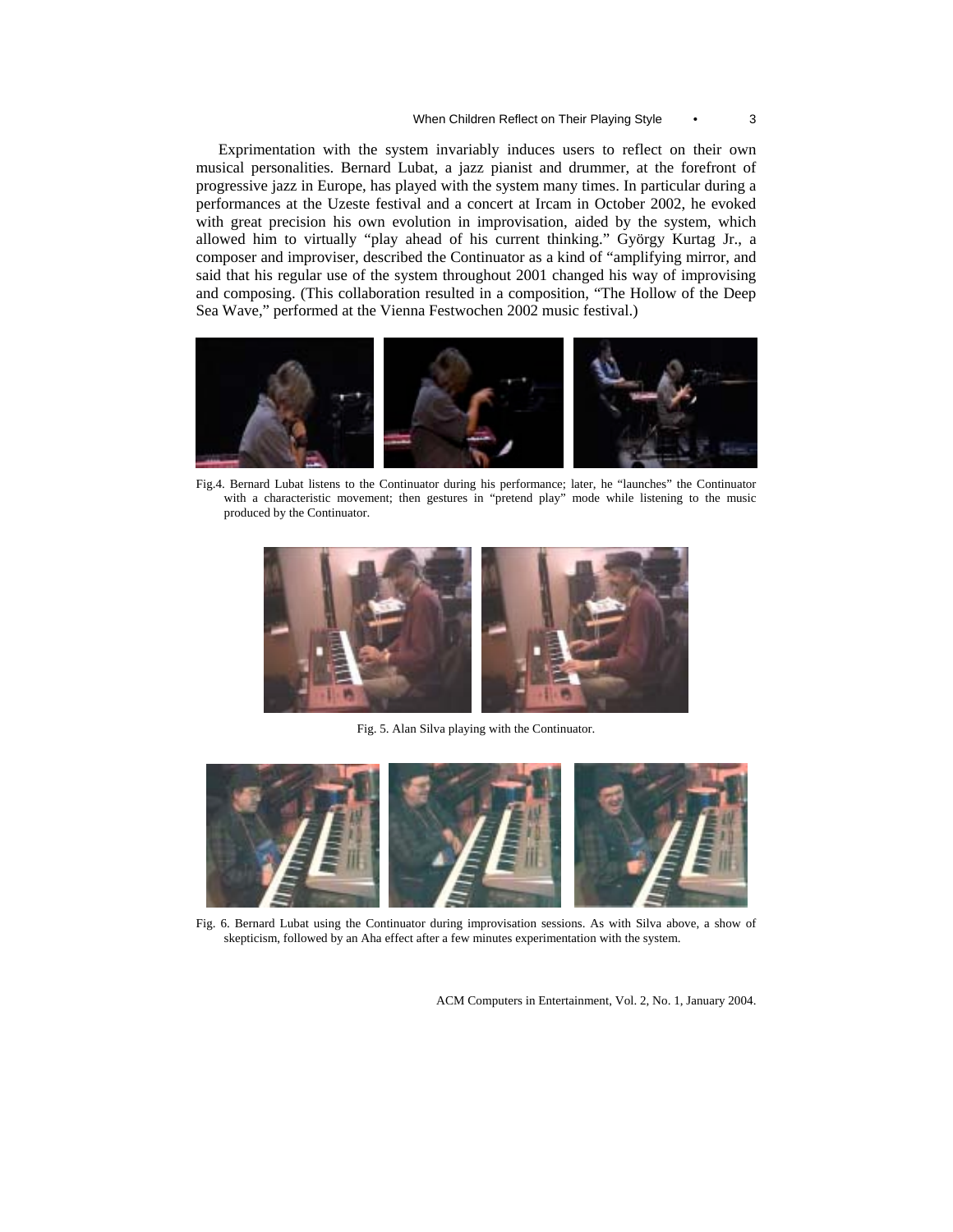Exprimentation with the system invariably induces users to reflect on their own musical personalities. Bernard Lubat, a jazz pianist and drummer, at the forefront of progressive jazz in Europe, has played with the system many times. In particular during a performances at the Uzeste festival and a concert at Ircam in October 2002, he evoked with great precision his own evolution in improvisation, aided by the system, which allowed him to virtually "play ahead of his current thinking." György Kurtag Jr., a composer and improviser, described the Continuator as a kind of "amplifying mirror, and said that his regular use of the system throughout 2001 changed his way of improvising and composing. (This collaboration resulted in a composition, "The Hollow of the Deep Sea Wave," performed at the Vienna Festwochen 2002 music festival.)

Fig.4. Bernard Lubat listens to the Continuator during his performance; later, he "launches" the Continuator with a characteristic movement; then gestures in "pretend play" mode while listening to the music produced by the Continuator.

Fig. 5. Alan Silva playing with the Continuator.

Fig. 6. Bernard Lubat using the Continuator during improvisation sessions. As with Silva above, a show of skepticism, followed by an Aha effect after a few minutes experimentation with the system.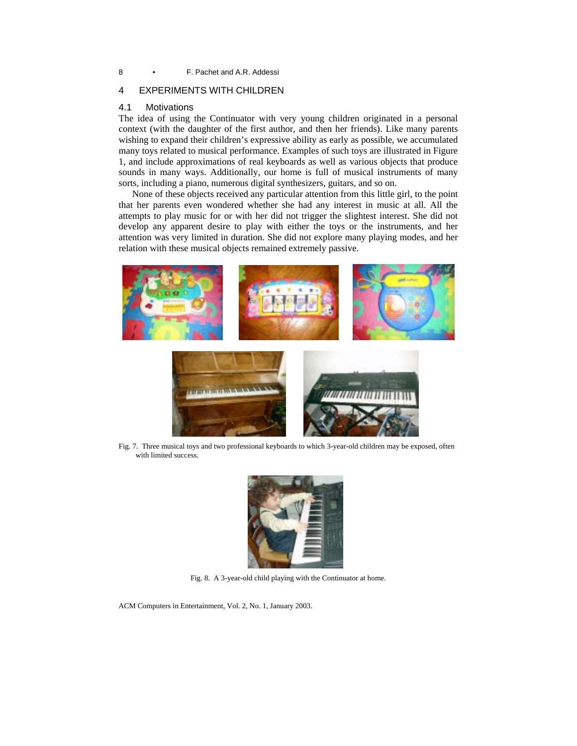## 4 EXPERIMENTS WITH CHILDREN

### 4.1 Motivations

The idea of using the Continuator with very young children originated in a personal context (with the daughter of the first author, and then her friends). Like many parents wishing to expand their children's expressive ability as early as possible, we accumulated many toys related to musical performance. Examples of such toys are illustrated in Figure 1, and include approximations of real keyboards as well as various objects that produce sounds in many ways. Additionally, our home is full of musical instruments of many sorts, including a piano, numerous digital synthesizers, guitars, and so on.

None of these objects received any particular attention from this little girl, to the point that her parents even wondered whether she had any interest in music at all. All the attempts to play music for or with her did not trigger the slightest interest. She did not develop any apparent desire to play with either the toys or the instruments, and her attention was very limited in duration. She did not explore many playing modes, and her relation with these musical objects remained extremely passive.

Fig. 7. Three musical toys and two professional keyboards to which 3-year-old children may be exposed, often with limited success.

Fig. 8. A 3-year-old child playing with the Continuator at home.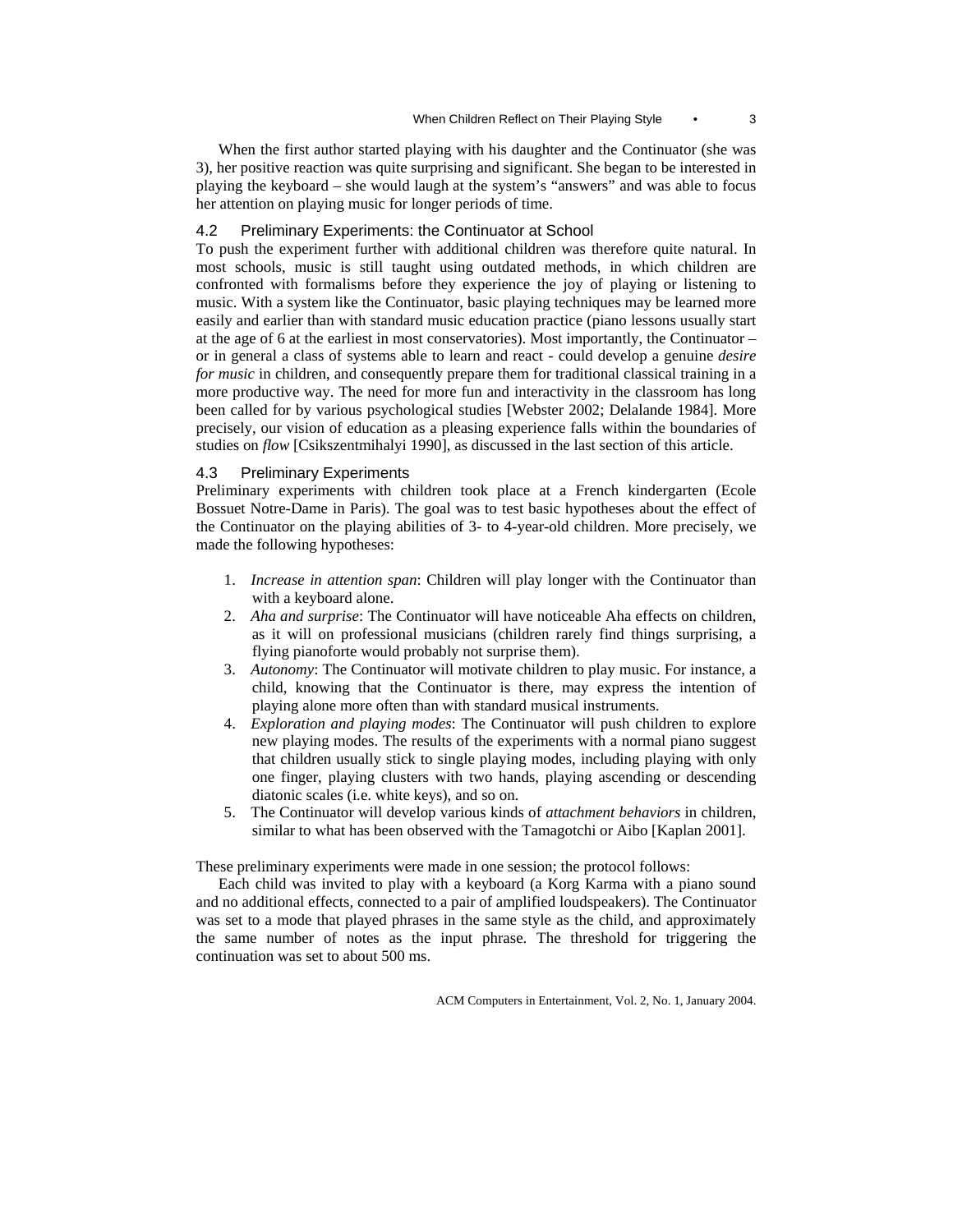When the first author started playing with his daughter and the Continuator (she was 3), her positive reaction was quite surprising and significant. She began to be interested in playing the keyboard – she would laugh at the system's "answers" and was able to focus her attention on playing music for longer periods of time.

### 4.2 Preliminary Experiments: the Continuator at School

To push the experiment further with additional children was therefore quite natural. In most schools, music is still taught using outdated methods, in which children are confronted with formalisms before they experience the joy of playing or listening to music. With a system like the Continuator, basic playing techniques may be learned more easily and earlier than with standard music education practice (piano lessons usually start at the age of 6 at the earliest in most conservatories). Most importantly, the Continuator – or in general a class of systems able to learn and react - could develop a genuine *desire for music* in children, and consequently prepare them for traditional classical training in a more productive way. The need for more fun and interactivity in the classroom has long been called for by various psychological studies [Webster 2002; Delalande 1984]. More precisely, our vision of education as a pleasing experience falls within the boundaries of studies on *flow* [Csikszentmihalyi 1990], as discussed in the last section of this article.

### 4.3 Preliminary Experiments

Preliminary experiments with children took place at a French kindergarten (Ecole Bossuet Notre-Dame in Paris). The goal was to test basic hypotheses about the effect of the Continuator on the playing abilities of 3- to 4-year-old children. More precisely, we made the following hypotheses:

1. *Increase in attention span*: Children will play longer with the Continuator than with a keyboard alone.
2. *Aha and surprise*: The Continuator will have noticeable Aha effects on children, as it will on professional musicians (children rarely find things surprising, a flying pianoforte would probably not surprise them).
3. *Autonomy*: The Continuator will motivate children to play music. For instance, a child, knowing that the Continuator is there, may express the intention of playing alone more often than with standard musical instruments.
4. *Exploration and playing modes*: The Continuator will push children to explore new playing modes. The results of the experiments with a normal piano suggest that children usually stick to single playing modes, including playing with only one finger, playing clusters with two hands, playing ascending or descending diatonic scales (i.e. white keys), and so on.
5. The Continuator will develop various kinds of *attachment behaviors* in children, similar to what has been observed with the Tamagotchi or Aibo [Kaplan 2001].

These preliminary experiments were made in one session; the protocol follows:

Each child was invited to play with a keyboard (a Korg Karma with a piano sound and no additional effects, connected to a pair of amplified loudspeakers). The Continuator was set to a mode that played phrases in the same style as the child, and approximately the same number of notes as the input phrase. The threshold for triggering the continuation was set to about 500 ms.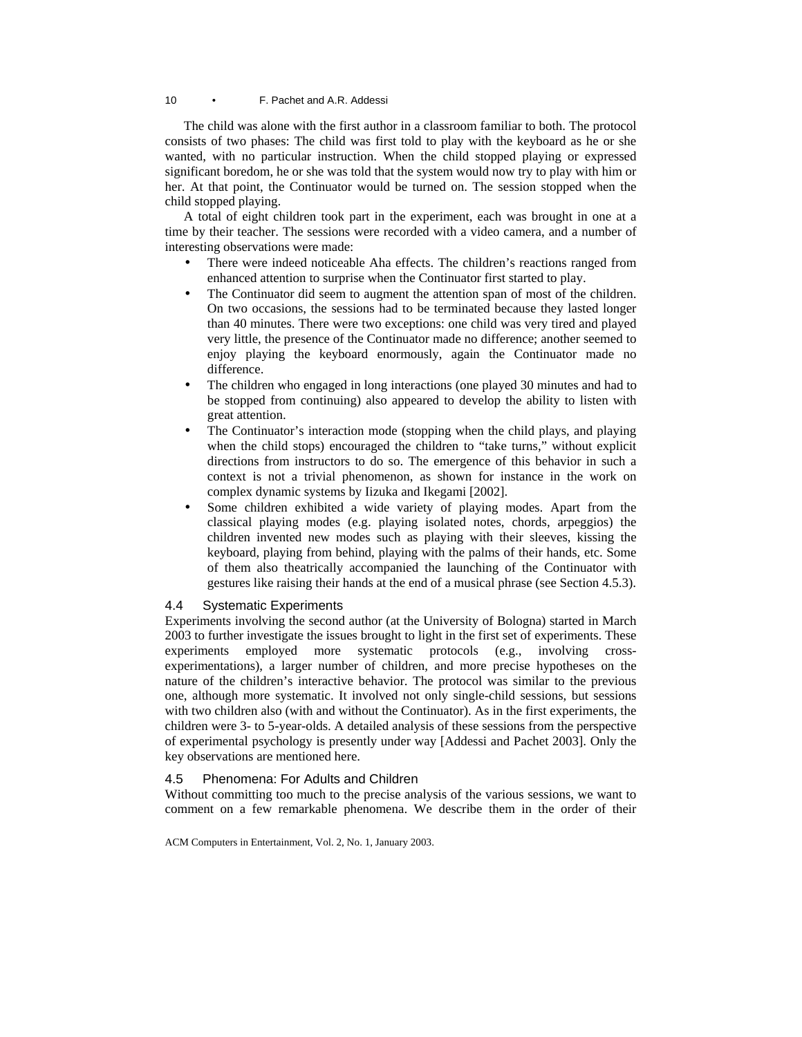The child was alone with the first author in a classroom familiar to both. The protocol consists of two phases: The child was first told to play with the keyboard as he or she wanted, with no particular instruction. When the child stopped playing or expressed significant boredom, he or she was told that the system would now try to play with him or her. At that point, the Continuator would be turned on. The session stopped when the child stopped playing.

A total of eight children took part in the experiment, each was brought in one at a time by their teacher. The sessions were recorded with a video camera, and a number of interesting observations were made:

- There were indeed noticeable Aha effects. The children's reactions ranged from enhanced attention to surprise when the Continuator first started to play.
- The Continuator did seem to augment the attention span of most of the children. On two occasions, the sessions had to be terminated because they lasted longer than 40 minutes. There were two exceptions: one child was very tired and played very little, the presence of the Continuator made no difference; another seemed to enjoy playing the keyboard enormously, again the Continuator made no difference.
- The children who engaged in long interactions (one played 30 minutes and had to be stopped from continuing) also appeared to develop the ability to listen with great attention.
- The Continuator's interaction mode (stopping when the child plays, and playing when the child stops) encouraged the children to "take turns," without explicit directions from instructors to do so. The emergence of this behavior in such a context is not a trivial phenomenon, as shown for instance in the work on complex dynamic systems by Iizuka and Ikegami [2002].
- Some children exhibited a wide variety of playing modes. Apart from the classical playing modes (e.g. playing isolated notes, chords, arpeggios) the children invented new modes such as playing with their sleeves, kissing the keyboard, playing from behind, playing with the palms of their hands, etc. Some of them also theatrically accompanied the launching of the Continuator with gestures like raising their hands at the end of a musical phrase (see Section 4.5.3).

## 4.4 Systematic Experiments

Experiments involving the second author (at the University of Bologna) started in March 2003 to further investigate the issues brought to light in the first set of experiments. These experiments employed more systematic protocols (e.g., involving cross-experimentations), a larger number of children, and more precise hypotheses on the nature of the children's interactive behavior. The protocol was similar to the previous one, although more systematic. It involved not only single-child sessions, but sessions with two children also (with and without the Continuator). As in the first experiments, the children were 3- to 5-year-olds. A detailed analysis of these sessions from the perspective of experimental psychology is presently under way [Addessi and Pachet 2003]. Only the key observations are mentioned here.

## 4.5 Phenomena: For Adults and Children

Without committing too much to the precise analysis of the various sessions, we want to comment on a few remarkable phenomena. We describe them in the order of their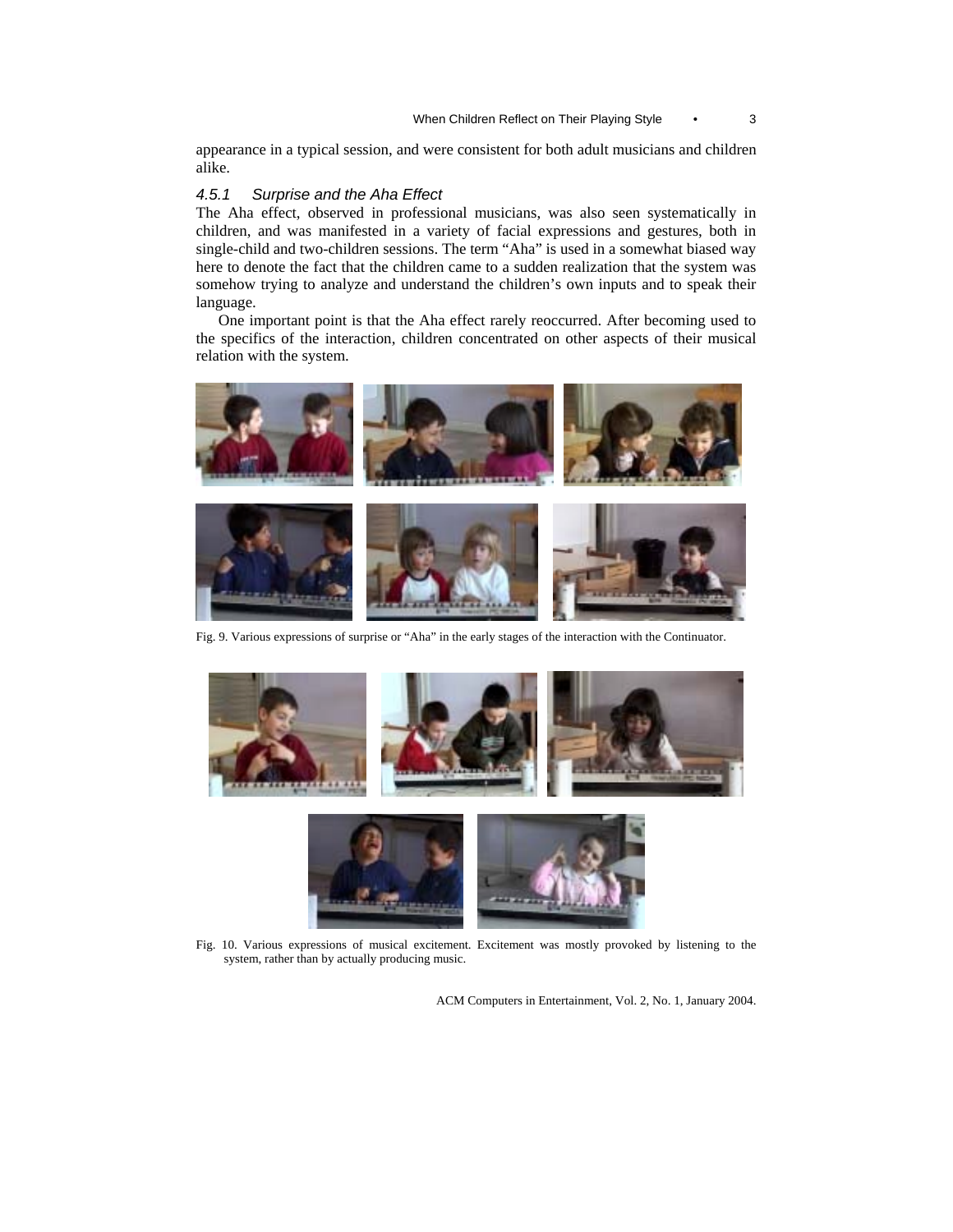appearance in a typical session, and were consistent for both adult musicians and children alike.

#### *4.5.1 Surprise and the Aha Effect*

The Aha effect, observed in professional musicians, was also seen systematically in children, and was manifested in a variety of facial expressions and gestures, both in single-child and two-children sessions. The term "Aha" is used in a somewhat biased way here to denote the fact that the children came to a sudden realization that the system was somehow trying to analyze and understand the children's own inputs and to speak their language.

One important point is that the Aha effect rarely reoccurred. After becoming used to the specifics of the interaction, children concentrated on other aspects of their musical relation with the system.

Fig. 9. Various expressions of surprise or "Aha" in the early stages of the interaction with the Continuator.

Fig. 10. Various expressions of musical excitement. Excitement was mostly provoked by listening to the system, rather than by actually producing music.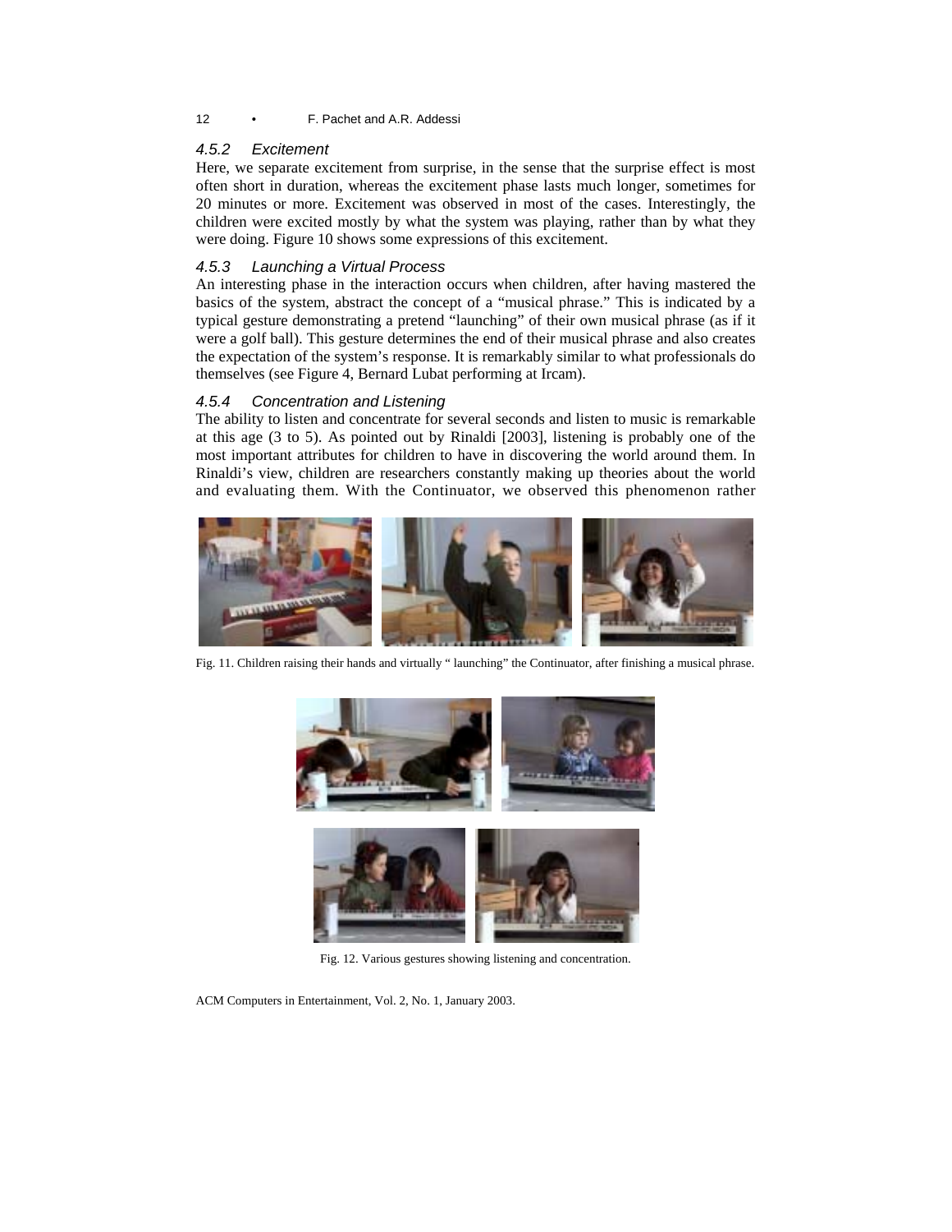#### 4.5.2 Excitement

Here, we separate excitement from surprise, in the sense that the surprise effect is most often short in duration, whereas the excitement phase lasts much longer, sometimes for 20 minutes or more. Excitement was observed in most of the cases. Interestingly, the children were excited mostly by what the system was playing, rather than by what they were doing. Figure 10 shows some expressions of this excitement.

#### 4.5.3 Launching a Virtual Process

An interesting phase in the interaction occurs when children, after having mastered the basics of the system, abstract the concept of a "musical phrase." This is indicated by a typical gesture demonstrating a pretend "launching" of their own musical phrase (as if it were a golf ball). This gesture determines the end of their musical phrase and also creates the expectation of the system's response. It is remarkably similar to what professionals do themselves (see Figure 4, Bernard Lubat performing at Ircam).

#### 4.5.4 Concentration and Listening

The ability to listen and concentrate for several seconds and listen to music is remarkable at this age (3 to 5). As pointed out by Rinaldi [2003], listening is probably one of the most important attributes for children to have in discovering the world around them. In Rinaldi's view, children are researchers constantly making up theories about the world and evaluating them. With the Continuator, we observed this phenomenon rather

Fig. 11. Children raising their hands and virtually " launching" the Continuator, after finishing a musical phrase.

Fig. 12. Various gestures showing listening and concentration.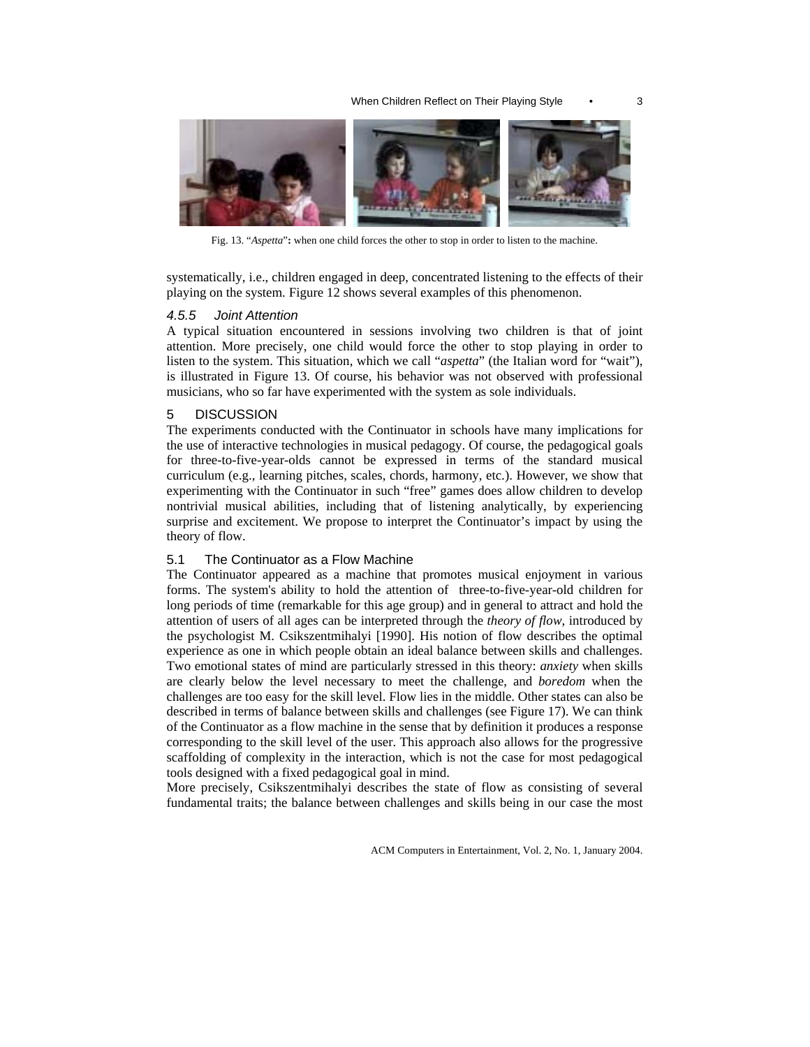Fig. 13. “*Aspetta*”**:** when one child forces the other to stop in order to listen to the machine.

systematically, i.e., children engaged in deep, concentrated listening to the effects of their playing on the system. Figure 12 shows several examples of this phenomenon.

#### *4.5.5 Joint Attention*

A typical situation encountered in sessions involving two children is that of joint attention. More precisely, one child would force the other to stop playing in order to listen to the system. This situation, which we call “*aspetta*” (the Italian word for “wait”), is illustrated in Figure 13. Of course, his behavior was not observed with professional musicians, who so far have experimented with the system as sole individuals.

## 5 DISCUSSION

The experiments conducted with the Continuator in schools have many implications for the use of interactive technologies in musical pedagogy. Of course, the pedagogical goals for three-to-five-year-olds cannot be expressed in terms of the standard musical curriculum (e.g., learning pitches, scales, chords, harmony, etc.). However, we show that experimenting with the Continuator in such “free” games does allow children to develop nontrivial musical abilities, including that of listening analytically, by experiencing surprise and excitement. We propose to interpret the Continuator’s impact by using the theory of flow.

### 5.1 The Continuator as a Flow Machine

The Continuator appeared as a machine that promotes musical enjoyment in various forms. The system's ability to hold the attention of three-to-five-year-old children for long periods of time (remarkable for this age group) and in general to attract and hold the attention of users of all ages can be interpreted through the *theory of flow*, introduced by the psychologist M. Csikszentmihalyi [1990]. His notion of flow describes the optimal experience as one in which people obtain an ideal balance between skills and challenges. Two emotional states of mind are particularly stressed in this theory: *anxiety* when skills are clearly below the level necessary to meet the challenge, and *boredom* when the challenges are too easy for the skill level. Flow lies in the middle. Other states can also be described in terms of balance between skills and challenges (see Figure 17). We can think of the Continuator as a flow machine in the sense that by definition it produces a response corresponding to the skill level of the user. This approach also allows for the progressive scaffolding of complexity in the interaction, which is not the case for most pedagogical tools designed with a fixed pedagogical goal in mind.

More precisely, Csikszentmihalyi describes the state of flow as consisting of several fundamental traits; the balance between challenges and skills being in our case the most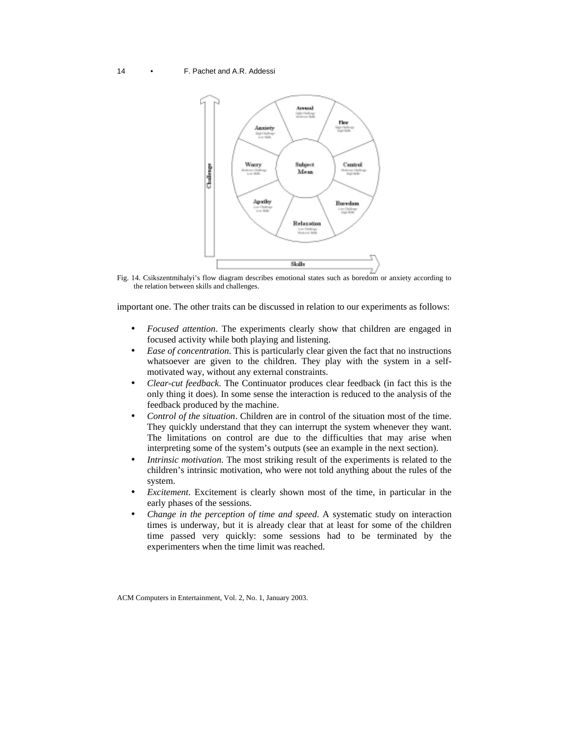Challenge

Anxiety
High Challenge
Low Skills

Arousal
High Challenge
Moderate Skills

Flow
High Challenge
High Skills

Worry
Moderate Challenge
Low Skills

Subject
Mean

Control
Moderate Challenge
High Skills

Apathy
Low Challenge
Low Skills

Relaxation
Low Challenge
Moderate Skills

Boredom
Low Challenge
High Skills

Skills

Fig. 14. Csikszentmihalyi's flow diagram describes emotional states such as boredom or anxiety according to the relation between skills and challenges.

important one. The other traits can be discussed in relation to our experiments as follows:

- *Focused attention*. The experiments clearly show that children are engaged in focused activity while both playing and listening.
- *Ease of concentration.* This is particularly clear given the fact that no instructions whatsoever are given to the children. They play with the system in a self-motivated way, without any external constraints.
- *Clear-cut feedback*. The Continuator produces clear feedback (in fact this is the only thing it does). In some sense the interaction is reduced to the analysis of the feedback produced by the machine.
- *Control of the situation*. Children are in control of the situation most of the time. They quickly understand that they can interrupt the system whenever they want. The limitations on control are due to the difficulties that may arise when interpreting some of the system's outputs (see an example in the next section).
- *Intrinsic motivation.* The most striking result of the experiments is related to the children's intrinsic motivation, who were not told anything about the rules of the system.
- *Excitement*. Excitement is clearly shown most of the time, in particular in the early phases of the sessions.
- *Change in the perception of time and speed*. A systematic study on interaction times is underway, but it is already clear that at least for some of the children time passed very quickly: some sessions had to be terminated by the experimenters when the time limit was reached.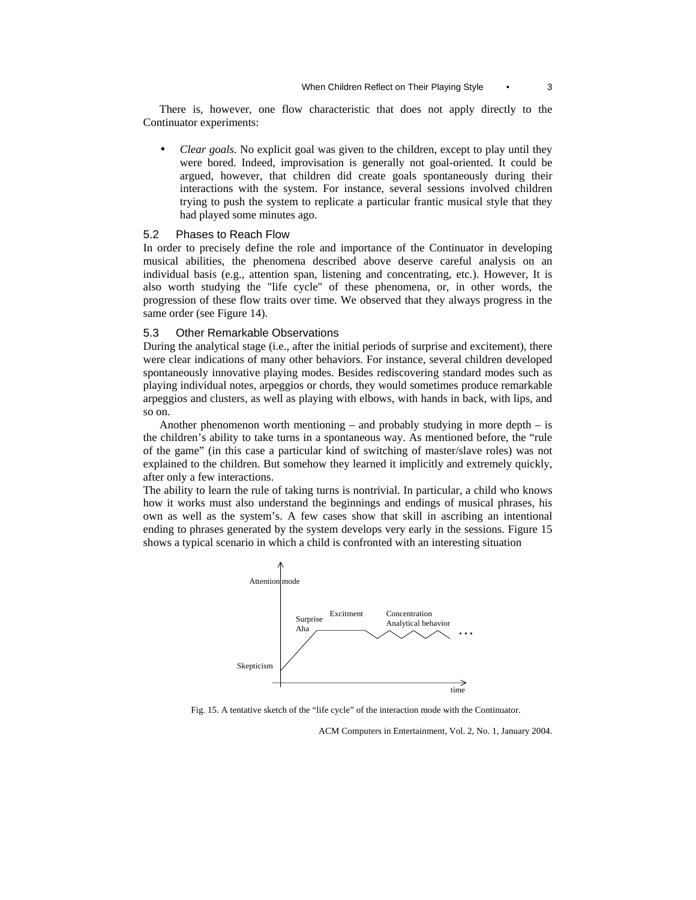There is, however, one flow characteristic that does not apply directly to the Continuator experiments:

- *Clear goals*. No explicit goal was given to the children, except to play until they were bored. Indeed, improvisation is generally not goal-oriented. It could be argued, however, that children did create goals spontaneously during their interactions with the system. For instance, several sessions involved children trying to push the system to replicate a particular frantic musical style that they had played some minutes ago.

### 5.2 Phases to Reach Flow

In order to precisely define the role and importance of the Continuator in developing musical abilities, the phenomena described above deserve careful analysis on an individual basis (e.g., attention span, listening and concentrating, etc.). However, It is also worth studying the "life cycle" of these phenomena, or, in other words, the progression of these flow traits over time. We observed that they always progress in the same order (see Figure 14).

### 5.3 Other Remarkable Observations

During the analytical stage (i.e., after the initial periods of surprise and excitement), there were clear indications of many other behaviors. For instance, several children developed spontaneously innovative playing modes. Besides rediscovering standard modes such as playing individual notes, arpeggios or chords, they would sometimes produce remarkable arpeggios and clusters, as well as playing with elbows, with hands in back, with lips, and so on.

Another phenomenon worth mentioning – and probably studying in more depth – is the children's ability to take turns in a spontaneous way. As mentioned before, the "rule of the game" (in this case a particular kind of switching of master/slave roles) was not explained to the children. But somehow they learned it implicitly and extremely quickly, after only a few interactions.

The ability to learn the rule of taking turns is nontrivial. In particular, a child who knows how it works must also understand the beginnings and endings of musical phrases, his own as well as the system's. A few cases show that skill in ascribing an intentional ending to phrases generated by the system develops very early in the sessions. Figure 15 shows a typical scenario in which a child is confronted with an interesting situation

Attention mode

Skepticism

Surprise
Aha

Excitment

Concentration
Analytical behavior

...

time

Fig. 15. A tentative sketch of the "life cycle" of the interaction mode with the Continuator.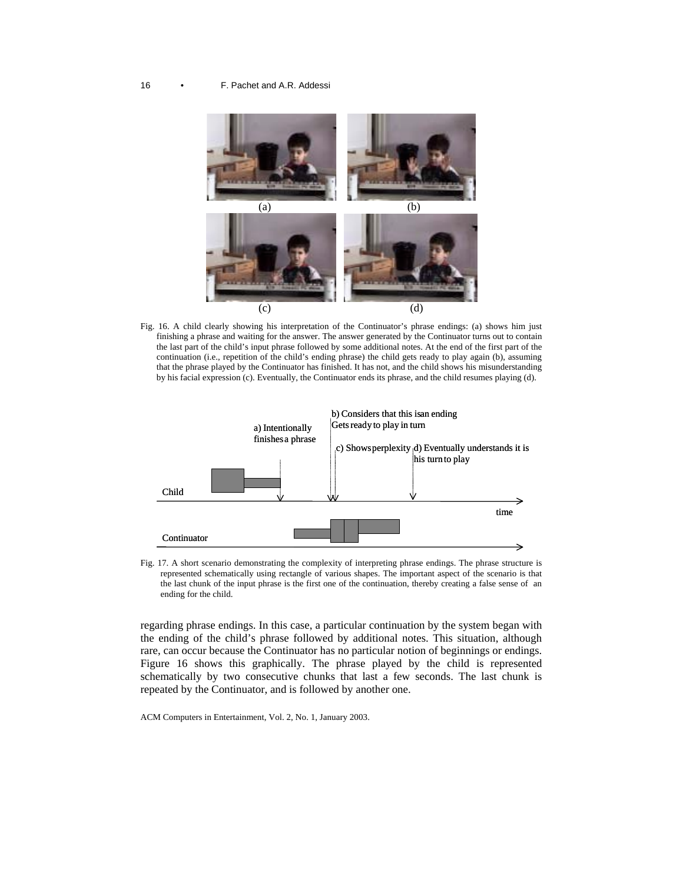Fig. 16. A child clearly showing his interpretation of the Continuator's phrase endings: (a) shows him just finishing a phrase and waiting for the answer. The answer generated by the Continuator turns out to contain the last part of the child's input phrase followed by some additional notes. At the end of the first part of the continuation (i.e., repetition of the child's ending phrase) the child gets ready to play again (b), assuming that the phrase played by the Continuator has finished. It has not, and the child shows his misunderstanding by his facial expression (c). Eventually, the Continuator ends its phrase, and the child resumes playing (d).

Fig. 17. A short scenario demonstrating the complexity of interpreting phrase endings. The phrase structure is represented schematically using rectangle of various shapes. The important aspect of the scenario is that the last chunk of the input phrase is the first one of the continuation, thereby creating a false sense of an ending for the child.

regarding phrase endings. In this case, a particular continuation by the system began with the ending of the child's phrase followed by additional notes. This situation, although rare, can occur because the Continuator has no particular notion of beginnings or endings. Figure 16 shows this graphically. The phrase played by the child is represented schematically by two consecutive chunks that last a few seconds. The last chunk is repeated by the Continuator, and is followed by another one.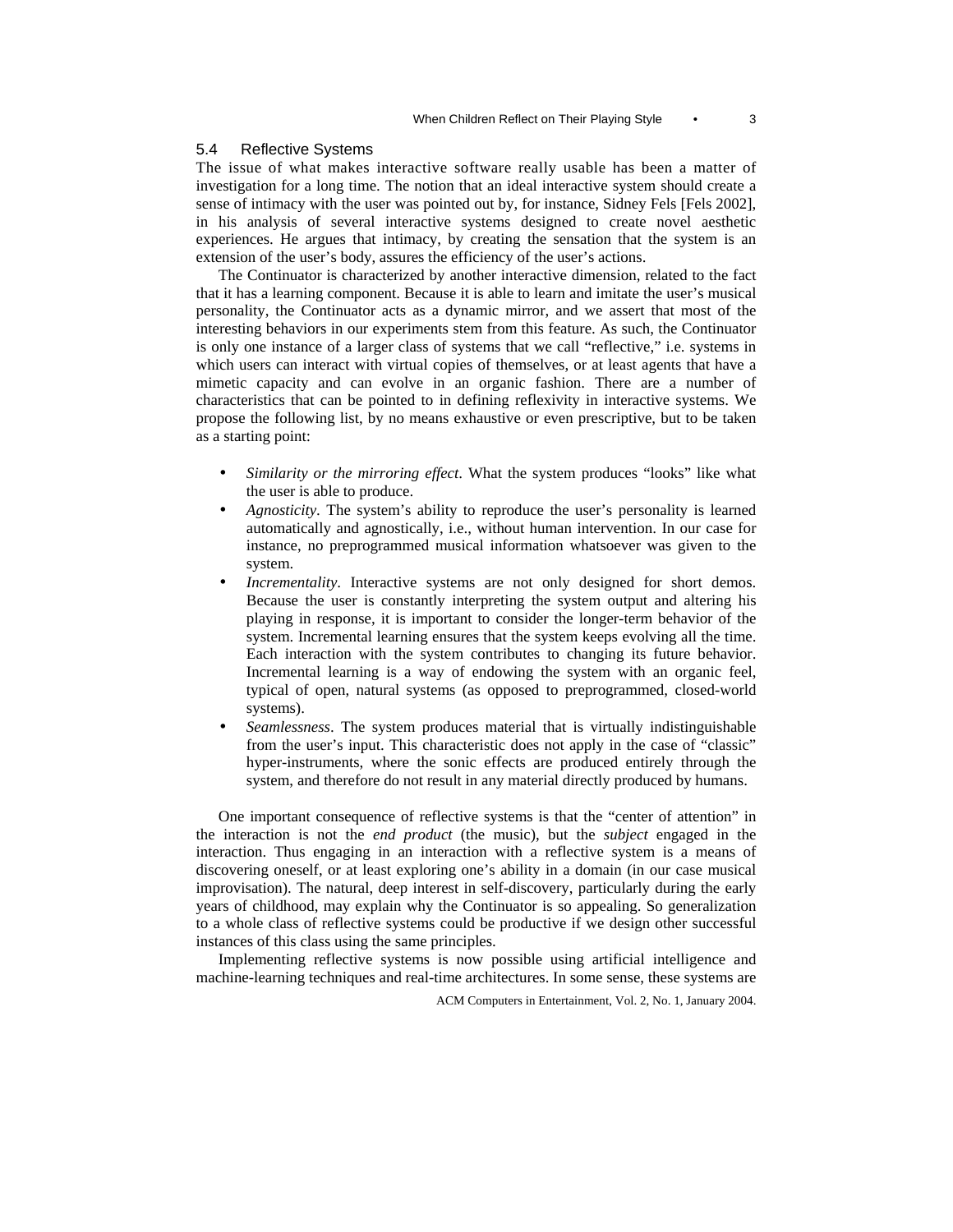### 5.4 Reflective Systems

The issue of what makes interactive software really usable has been a matter of investigation for a long time. The notion that an ideal interactive system should create a sense of intimacy with the user was pointed out by, for instance, Sidney Fels [Fels 2002], in his analysis of several interactive systems designed to create novel aesthetic experiences. He argues that intimacy, by creating the sensation that the system is an extension of the user's body, assures the efficiency of the user's actions.

The Continuator is characterized by another interactive dimension, related to the fact that it has a learning component. Because it is able to learn and imitate the user's musical personality, the Continuator acts as a dynamic mirror, and we assert that most of the interesting behaviors in our experiments stem from this feature. As such, the Continuator is only one instance of a larger class of systems that we call "reflective," i.e. systems in which users can interact with virtual copies of themselves, or at least agents that have a mimetic capacity and can evolve in an organic fashion. There are a number of characteristics that can be pointed to in defining reflexivity in interactive systems. We propose the following list, by no means exhaustive or even prescriptive, but to be taken as a starting point:

- *Similarity or the mirroring effect*. What the system produces "looks" like what the user is able to produce.
- *Agnosticity*. The system's ability to reproduce the user's personality is learned automatically and agnostically, i.e., without human intervention. In our case for instance, no preprogrammed musical information whatsoever was given to the system.
- *Incrementality*. Interactive systems are not only designed for short demos. Because the user is constantly interpreting the system output and altering his playing in response, it is important to consider the longer-term behavior of the system. Incremental learning ensures that the system keeps evolving all the time. Each interaction with the system contributes to changing its future behavior. Incremental learning is a way of endowing the system with an organic feel, typical of open, natural systems (as opposed to preprogrammed, closed-world systems).
- *Seamlessness*. The system produces material that is virtually indistinguishable from the user's input. This characteristic does not apply in the case of "classic" hyper-instruments, where the sonic effects are produced entirely through the system, and therefore do not result in any material directly produced by humans.

One important consequence of reflective systems is that the "center of attention" in the interaction is not the *end product* (the music), but the *subject* engaged in the interaction. Thus engaging in an interaction with a reflective system is a means of discovering oneself, or at least exploring one's ability in a domain (in our case musical improvisation). The natural, deep interest in self-discovery, particularly during the early years of childhood, may explain why the Continuator is so appealing. So generalization to a whole class of reflective systems could be productive if we design other successful instances of this class using the same principles.

Implementing reflective systems is now possible using artificial intelligence and machine-learning techniques and real-time architectures. In some sense, these systems are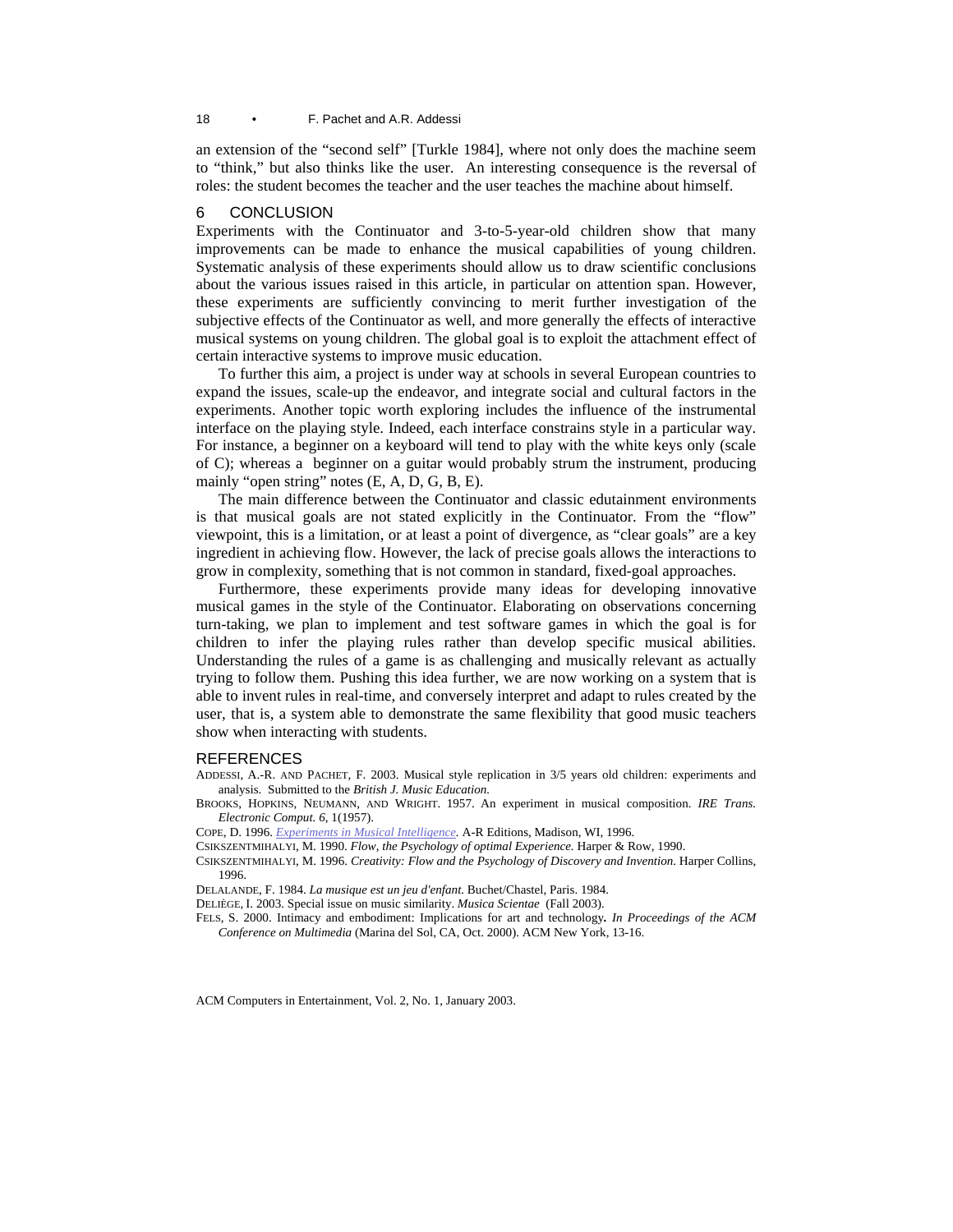an extension of the "second self" [Turkle 1984], where not only does the machine seem to "think," but also thinks like the user. An interesting consequence is the reversal of roles: the student becomes the teacher and the user teaches the machine about himself.

## 6 CONCLUSION

Experiments with the Continuator and 3-to-5-year-old children show that many improvements can be made to enhance the musical capabilities of young children. Systematic analysis of these experiments should allow us to draw scientific conclusions about the various issues raised in this article, in particular on attention span. However, these experiments are sufficiently convincing to merit further investigation of the subjective effects of the Continuator as well, and more generally the effects of interactive musical systems on young children. The global goal is to exploit the attachment effect of certain interactive systems to improve music education.

To further this aim, a project is under way at schools in several European countries to expand the issues, scale-up the endeavor, and integrate social and cultural factors in the experiments. Another topic worth exploring includes the influence of the instrumental interface on the playing style. Indeed, each interface constrains style in a particular way. For instance, a beginner on a keyboard will tend to play with the white keys only (scale of C); whereas a beginner on a guitar would probably strum the instrument, producing mainly "open string" notes (E, A, D, G, B, E).

The main difference between the Continuator and classic edutainment environments is that musical goals are not stated explicitly in the Continuator. From the "flow" viewpoint, this is a limitation, or at least a point of divergence, as "clear goals" are a key ingredient in achieving flow. However, the lack of precise goals allows the interactions to grow in complexity, something that is not common in standard, fixed-goal approaches.

Furthermore, these experiments provide many ideas for developing innovative musical games in the style of the Continuator. Elaborating on observations concerning turn-taking, we plan to implement and test software games in which the goal is for children to infer the playing rules rather than develop specific musical abilities. Understanding the rules of a game is as challenging and musically relevant as actually trying to follow them. Pushing this idea further, we are now working on a system that is able to invent rules in real-time, and conversely interpret and adapt to rules created by the user, that is, a system able to demonstrate the same flexibility that good music teachers show when interacting with students.

## REFERENCES

ADDESSI, A.-R. AND PACHET, F. 2003. Musical style replication in 3/5 years old children: experiments and analysis. Submitted to the *British J. Music Education.*

BROOKS, HOPKINS, NEUMANN, AND WRIGHT. 1957. An experiment in musical composition. *IRE Trans. Electronic Comput. 6*, 1(1957).

COPE, D. 1996. *Experiments in Musical Intelligence*. A-R Editions, Madison, WI, 1996.

CSIKSZENTMIHALYI, M. 1990. *Flow, the Psychology of optimal Experience.* Harper & Row, 1990.

CSIKSZENTMIHALYI, M. 1996. *Creativity: Flow and the Psychology of Discovery and Invention*. Harper Collins, 1996.

DELALANDE, F. 1984. *La musique est un jeu d'enfant.* Buchet/Chastel, Paris. 1984.

DELIÈGE, I. 2003. Special issue on music similarity. *Musica Scientae* (Fall 2003).

FELS, S. 2000. Intimacy and embodiment: Implications for art and technology**.** *In Proceedings of the ACM Conference on Multimedia* (Marina del Sol, CA, Oct. 2000). ACM New York, 13-16.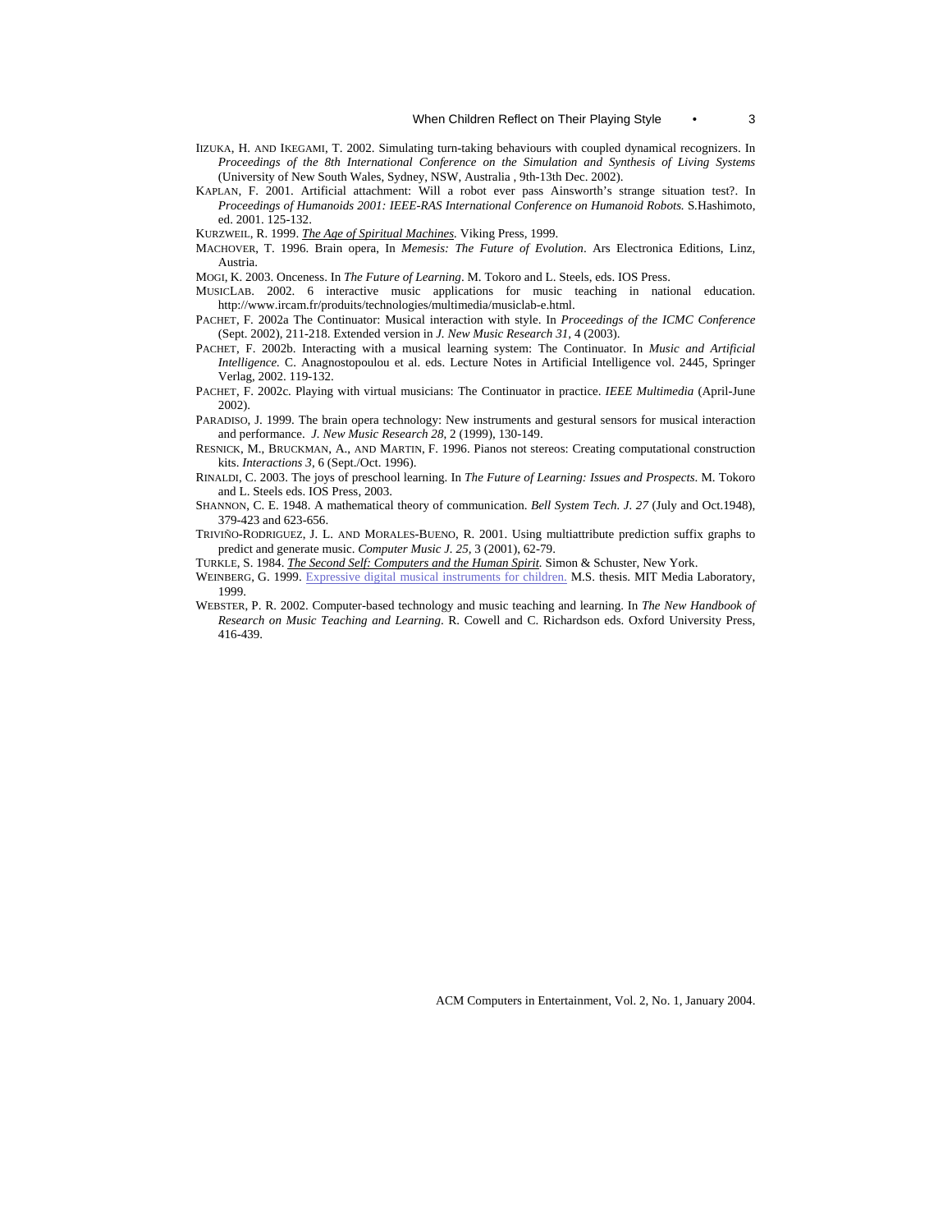IIZUKA, H. AND IKEGAMI, T. 2002. Simulating turn-taking behaviours with coupled dynamical recognizers. In *Proceedings of the 8th International Conference on the Simulation and Synthesis of Living Systems* (University of New South Wales, Sydney, NSW, Australia , 9th-13th Dec. 2002).

KAPLAN, F. 2001. Artificial attachment: Will a robot ever pass Ainsworth's strange situation test?. In *Proceedings of Humanoids 2001: IEEE-RAS International Conference on Humanoid Robots.* S.Hashimoto, ed. 2001. 125-132.

KURZWEIL, R. 1999. *The Age of Spiritual Machines.* Viking Press, 1999.

MACHOVER, T. 1996. Brain opera, In *Memesis: The Future of Evolution*. Ars Electronica Editions, Linz, Austria.

MOGI, K. 2003. Onceness. In *The Future of Learning*. M. Tokoro and L. Steels, eds. IOS Press.

MUSICLAB. 2002. 6 interactive music applications for music teaching in national education. http://www.ircam.fr/produits/technologies/multimedia/musiclab-e.html.

PACHET, F. 2002a The Continuator: Musical interaction with style. In *Proceedings of the ICMC Conference* (Sept. 2002), 211-218. Extended version in *J. New Music Research 31*, 4 (2003).

PACHET, F. 2002b. Interacting with a musical learning system: The Continuator. In *Music and Artificial Intelligence.* C. Anagnostopoulou et al. eds. Lecture Notes in Artificial Intelligence vol. 2445, Springer Verlag, 2002. 119-132.

PACHET, F. 2002c. Playing with virtual musicians: The Continuator in practice. *IEEE Multimedia* (April-June 2002).

PARADISO, J. 1999. The brain opera technology: New instruments and gestural sensors for musical interaction and performance. *J. New Music Research 28*, 2 (1999), 130-149.

RESNICK, M., BRUCKMAN, A., AND MARTIN, F. 1996. Pianos not stereos: Creating computational construction kits. *Interactions 3*, 6 (Sept./Oct. 1996).

RINALDI, C. 2003. The joys of preschool learning. In *The Future of Learning: Issues and Prospects*. M. Tokoro and L. Steels eds. IOS Press, 2003.

SHANNON, C. E. 1948. A mathematical theory of communication. *Bell System Tech. J. 27* (July and Oct.1948), 379-423 and 623-656.

TRIVIÑO-RODRIGUEZ, J. L. AND MORALES-BUENO, R. 2001. Using multiattribute prediction suffix graphs to predict and generate music. *Computer Music J. 25*, 3 (2001), 62-79.

TURKLE, S. 1984. *The Second Self: Computers and the Human Spirit.* Simon & Schuster, New York.

WEINBERG, G. 1999. Expressive digital musical instruments for children. M.S. thesis. MIT Media Laboratory, 1999.

WEBSTER, P. R. 2002. Computer-based technology and music teaching and learning. In *The New Handbook of Research on Music Teaching and Learning*. R. Cowell and C. Richardson eds. Oxford University Press, 416-439.